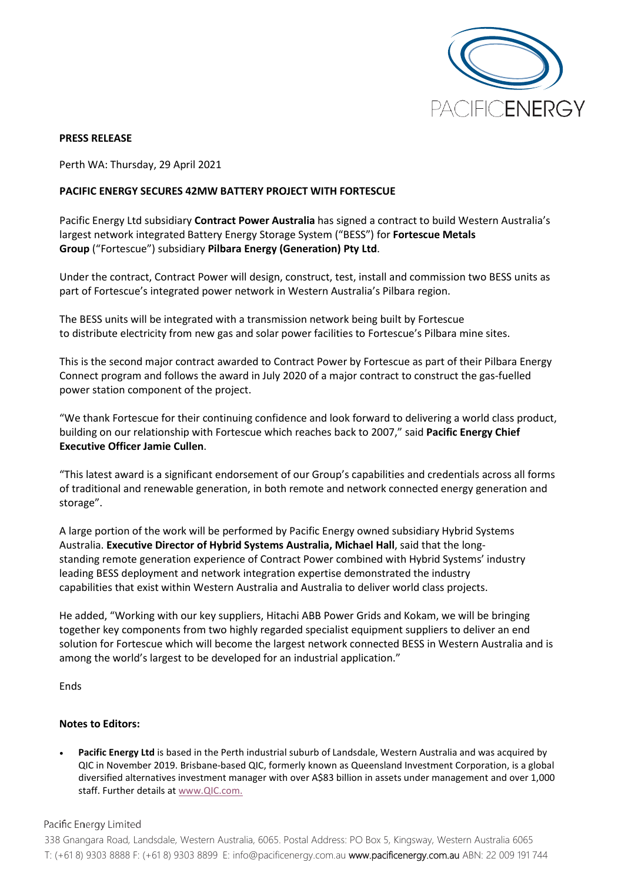**PRESS RELEASE**

Perth WA: Thursday, 29 April 2021

**PACIFIC ENERGY SECURES 42MW BATTERY PROJECT WITH FORTESCUE**

Pacific Energy Ltd subsidiary **Contract Power Australia** has signed a contract to build Western Australia's largest network integrated Battery Energy Storage System ("BESS") for **Fortescue Metals Group** ("Fortescue") subsidiary **Pilbara Energy (Generation) Pty Ltd**.

Under the contract, Contract Power will design, construct, test, install and commission two BESS units as part of Fortescue's integrated power network in Western Australia's Pilbara region.

The BESS units will be integrated with a transmission network being built by Fortescue to distribute electricity from new gas and solar power facilities to Fortescue's Pilbara mine sites.

This is the second major contract awarded to Contract Power by Fortescue as part of their Pilbara Energy Connect program and follows the award in July 2020 of a major contract to construct the gas-fuelled power station component of the project.

"We thank Fortescue for their continuing confidence and look forward to delivering a world class product, building on our relationship with Fortescue which reaches back to 2007," said **Pacific Energy Chief Executive Officer Jamie Cullen**.

"This latest award is a significant endorsement of our Group's capabilities and credentials across all forms of traditional and renewable generation, in both remote and network connected energy generation and storage".

A large portion of the work will be performed by Pacific Energy owned subsidiary Hybrid Systems Australia. **Executive Director of Hybrid Systems Australia, Michael Hall**, said that the long-standing remote generation experience of Contract Power combined with Hybrid Systems' industry leading BESS deployment and network integration expertise demonstrated the industry capabilities that exist within Western Australia and Australia to deliver world class projects.

He added, "Working with our key suppliers, Hitachi ABB Power Grids and Kokam, we will be bringing together key components from two highly regarded specialist equipment suppliers to deliver an end solution for Fortescue which will become the largest network connected BESS in Western Australia and is among the world's largest to be developed for an industrial application."

Ends

**Notes to Editors:**

- **Pacific Energy Ltd** is based in the Perth industrial suburb of Landsdale, Western Australia and was acquired by QIC in November 2019. Brisbane-based QIC, formerly known as Queensland Investment Corporation, is a global diversified alternatives investment manager with over A$83 billion in assets under management and over 1,000 staff. Further details at www.QIC.com.

Pacific Energy Limited
338 Gnangara Road, Landsdale, Western Australia, 6065. Postal Address: PO Box 5, Kingsway, Western Australia 6065
T: (+61 8) 9303 8888 F: (+61 8) 9303 8899 E: info@pacificenergy.com.au www.pacificenergy.com.au ABN: 22 009 191 744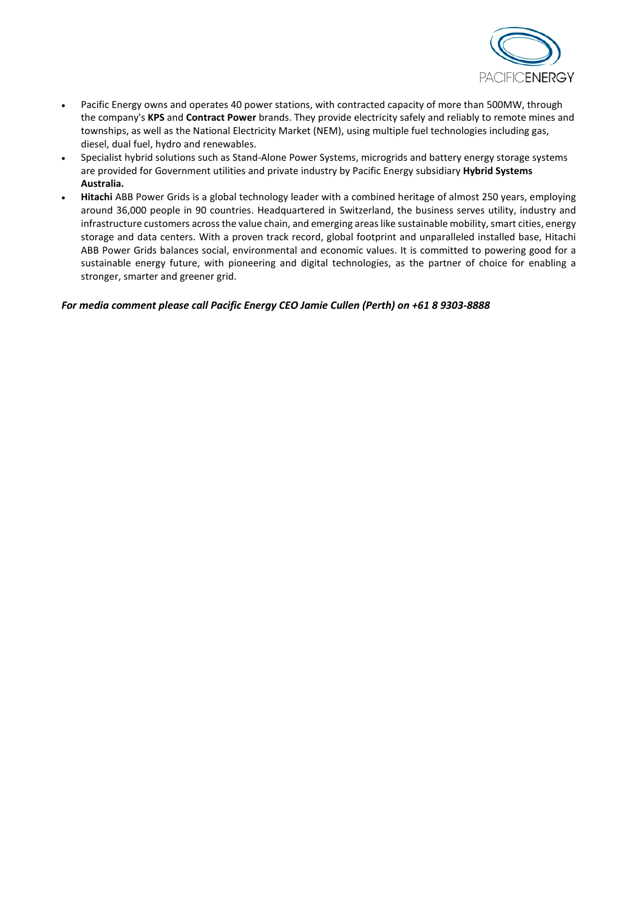- Pacific Energy owns and operates 40 power stations, with contracted capacity of more than 500MW, through the company's **KPS** and **Contract Power** brands. They provide electricity safely and reliably to remote mines and townships, as well as the National Electricity Market (NEM), using multiple fuel technologies including gas, diesel, dual fuel, hydro and renewables.
- Specialist hybrid solutions such as Stand-Alone Power Systems, microgrids and battery energy storage systems are provided for Government utilities and private industry by Pacific Energy subsidiary **Hybrid Systems Australia.**
- **Hitachi** ABB Power Grids is a global technology leader with a combined heritage of almost 250 years, employing around 36,000 people in 90 countries. Headquartered in Switzerland, the business serves utility, industry and infrastructure customers across the value chain, and emerging areas like sustainable mobility, smart cities, energy storage and data centers. With a proven track record, global footprint and unparalleled installed base, Hitachi ABB Power Grids balances social, environmental and economic values. It is committed to powering good for a sustainable energy future, with pioneering and digital technologies, as the partner of choice for enabling a stronger, smarter and greener grid.

***For media comment please call Pacific Energy CEO Jamie Cullen (Perth) on +61 8 9303-8888***